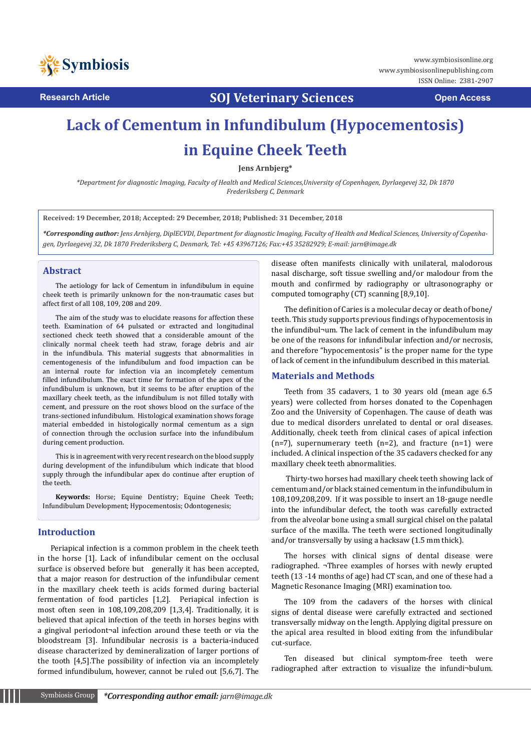Research Article

SOJ Veterinary Sciences

Open Access

# Lack of Cementum in Infundibulum (Hypocementosis) in Equine Cheek Teeth

**Jens Arnbjerg***

*Department for diagnostic Imaging, Faculty of Health and Medical Sciences,University of Copenhagen, Dyrlaegevej 32, Dk 1870 Frederiksberg C, Denmark*

**Received: 19 December, 2018; Accepted: 29 December, 2018; Published: 31 December, 2018**

***Corresponding author:** *Jens Arnbjerg, DiplECVDI, Department for diagnostic Imaging, Faculty of Health and Medical Sciences, University of Copenhagen, Dyrlaegevej 32, Dk 1870 Frederiksberg C, Denmark, Tel: +45 43967126; Fax:+45 35282929; E-mail: jarn@image.dk*

## Abstract

The aetiology for lack of Cementum in infundibulum in equine cheek teeth is primarily unknown for the non-traumatic cases but affect first of all 108, 109, 208 and 209.

The aim of the study was to elucidate reasons for affection these teeth. Examination of 64 pulsated or extracted and longitudinal sectioned check teeth showed that a considerable amount of the clinically normal cheek teeth had straw, forage debris and air in the infundibula. This material suggests that abnormalities in cementogenesis of the infundibulum and food impaction can be an internal route for infection via an incompletely cementum filled infundibulum. The exact time for formation of the apex of the infundibulum is unknown, but it seems to be after eruption of the maxillary cheek teeth, as the infundibulum is not filled totally with cement, and pressure on the root shows blood on the surface of the trans-sectioned infundibulum. Histological examination shows forage material embedded in histologically normal cementum as a sign of connection through the occlusion surface into the infundibulum during cement production.

This is in agreement with very recent research on the blood supply during development of the infundibulum which indicate that blood supply through the infundibular apex do continue after eruption of the teeth.

**Keywords:** Horse; Equine Dentistry; Equine Cheek Teeth; Infundibulum Development; Hypocementosis; Odontogenesis;

## Introduction

Periapical infection is a common problem in the cheek teeth in the horse [1]. Lack of infundibular cement on the occlusal surface is observed before but generally it has been accepted, that a major reason for destruction of the infundibular cement in the maxillary cheek teeth is acids formed during bacterial fermentation of food particles [1,2]. Periapical infection is most often seen in 108,109,208,209 [1,3,4]. Traditionally, it is believed that apical infection of the teeth in horses begins with a gingival periodont¬al infection around these teeth or via the bloodstream [3]. Infundibular necrosis is a bacteria-induced disease characterized by demineralization of larger portions of the tooth [4,5].The possibility of infection via an incompletely formed infundibulum, however, cannot be ruled out [5,6,7]. The disease often manifests clinically with unilateral, malodorous nasal discharge, soft tissue swelling and/or malodour from the mouth and confirmed by radiography or ultrasonography or computed tomography (CT) scanning [8,9,10].

The definition of Caries is a molecular decay or death of bone/teeth. This study supports previous findings of hypocementosis in the infundibul¬um. The lack of cement in the infundibulum may be one of the reasons for infundibular infection and/or necrosis, and therefore "hypocementosis" is the proper name for the type of lack of cement in the infundibulum described in this material.

## Materials and Methods

Teeth from 35 cadavers, 1 to 30 years old (mean age 6.5 years) were collected from horses donated to the Copenhagen Zoo and the University of Copenhagen. The cause of death was due to medical disorders unrelated to dental or oral diseases. Additionally, cheek teeth from clinical cases of apical infection (n=7), supernumerary teeth (n=2), and fracture (n=1) were included. A clinical inspection of the 35 cadavers checked for any maxillary cheek teeth abnormalities.

Thirty-two horses had maxillary cheek teeth showing lack of cementum and/or black stained cementum in the infundibulum in 108,109,208,209. If it was possible to insert an 18-gauge needle into the infundibular defect, the tooth was carefully extracted from the alveolar bone using a small surgical chisel on the palatal surface of the maxilla. The teeth were sectioned longitudinally and/or transversally by using a hacksaw (1.5 mm thick).

The horses with clinical signs of dental disease were radiographed. ¬Three examples of horses with newly erupted teeth (13 -14 months of age) had CT scan, and one of these had a Magnetic Resonance Imaging (MRI) examination too.

The 109 from the cadavers of the horses with clinical signs of dental disease were carefully extracted and sectioned transversally midway on the length. Applying digital pressure on the apical area resulted in blood exiting from the infundibular cut-surface.

Ten diseased but clinical symptom-free teeth were radiographed after extraction to visualize the infundi¬bulum.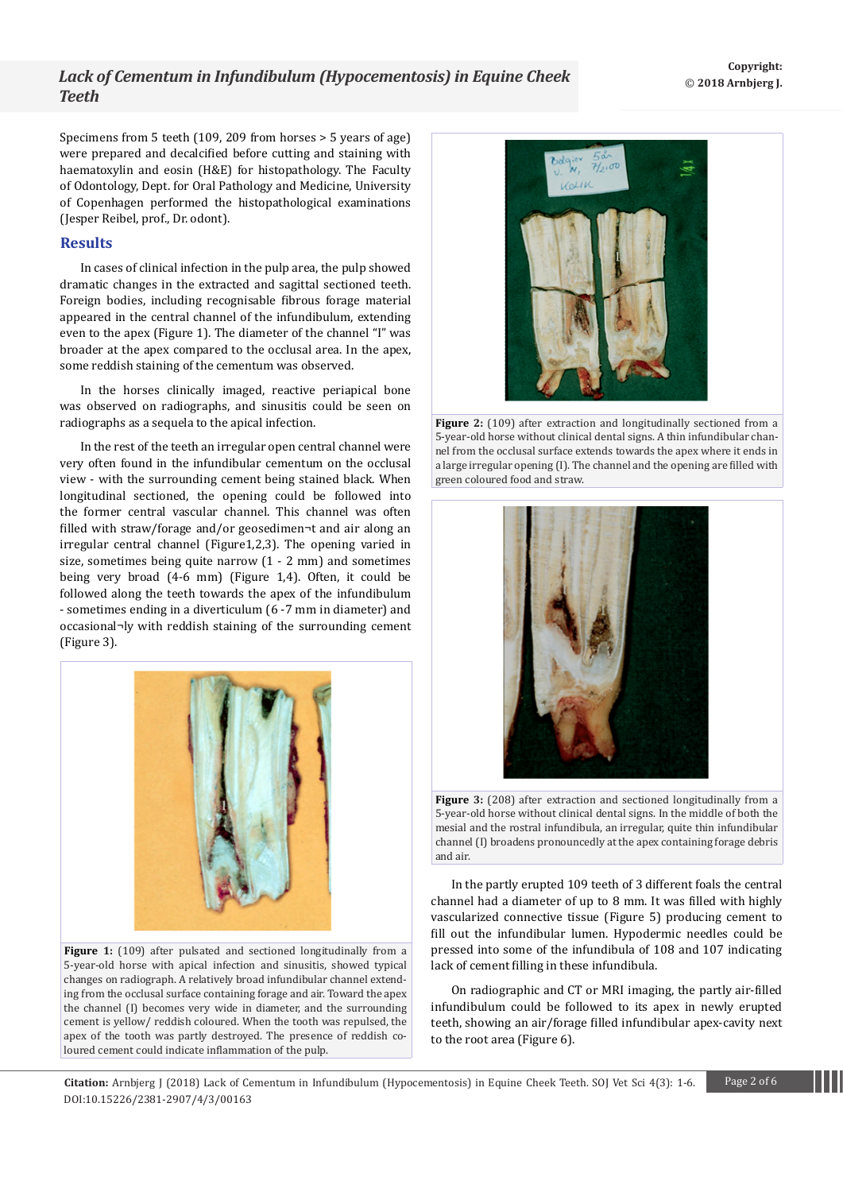Specimens from 5 teeth (109, 209 from horses > 5 years of age) were prepared and decalcified before cutting and staining with haematoxylin and eosin (H&E) for histopathology. The Faculty of Odontology, Dept. for Oral Pathology and Medicine, University of Copenhagen performed the histopathological examinations (Jesper Reibel, prof., Dr. odont).

## Results

In cases of clinical infection in the pulp area, the pulp showed dramatic changes in the extracted and sagittal sectioned teeth. Foreign bodies, including recognisable fibrous forage material appeared in the central channel of the infundibulum, extending even to the apex (Figure 1). The diameter of the channel "I" was broader at the apex compared to the occlusal area. In the apex, some reddish staining of the cementum was observed.

In the horses clinically imaged, reactive periapical bone was observed on radiographs, and sinusitis could be seen on radiographs as a sequela to the apical infection.

In the rest of the teeth an irregular open central channel were very often found in the infundibular cementum on the occlusal view - with the surrounding cement being stained black. When longitudinal sectioned, the opening could be followed into the former central vascular channel. This channel was often filled with straw/forage and/or geosedimen¬t and air along an irregular central channel (Figure1,2,3). The opening varied in size, sometimes being quite narrow (1 - 2 mm) and sometimes being very broad (4-6 mm) (Figure 1,4). Often, it could be followed along the teeth towards the apex of the infundibulum - sometimes ending in a diverticulum (6 -7 mm in diameter) and occasional¬ly with reddish staining of the surrounding cement (Figure 3).

**Figure 1:** (109) after pulsated and sectioned longitudinally from a 5-year-old horse with apical infection and sinusitis, showed typical changes on radiograph. A relatively broad infundibular channel extending from the occlusal surface containing forage and air. Toward the apex the channel (I) becomes very wide in diameter, and the surrounding cement is yellow/ reddish coloured. When the tooth was repulsed, the apex of the tooth was partly destroyed. The presence of reddish coloured cement could indicate inflammation of the pulp.

**Figure 2:** (109) after extraction and longitudinally sectioned from a 5-year-old horse without clinical dental signs. A thin infundibular channel from the occlusal surface extends towards the apex where it ends in a large irregular opening (I). The channel and the opening are filled with green coloured food and straw.

**Figure 3:** (208) after extraction and sectioned longitudinally from a 5-year-old horse without clinical dental signs. In the middle of both the mesial and the rostral infundibula, an irregular, quite thin infundibular channel (I) broadens pronouncedly at the apex containing forage debris and air.

In the partly erupted 109 teeth of 3 different foals the central channel had a diameter of up to 8 mm. It was filled with highly vascularized connective tissue (Figure 5) producing cement to fill out the infundibular lumen. Hypodermic needles could be pressed into some of the infundibula of 108 and 107 indicating lack of cement filling in these infundibula.

On radiographic and CT or MRI imaging, the partly air-filled infundibulum could be followed to its apex in newly erupted teeth, showing an air/forage filled infundibular apex-cavity next to the root area (Figure 6).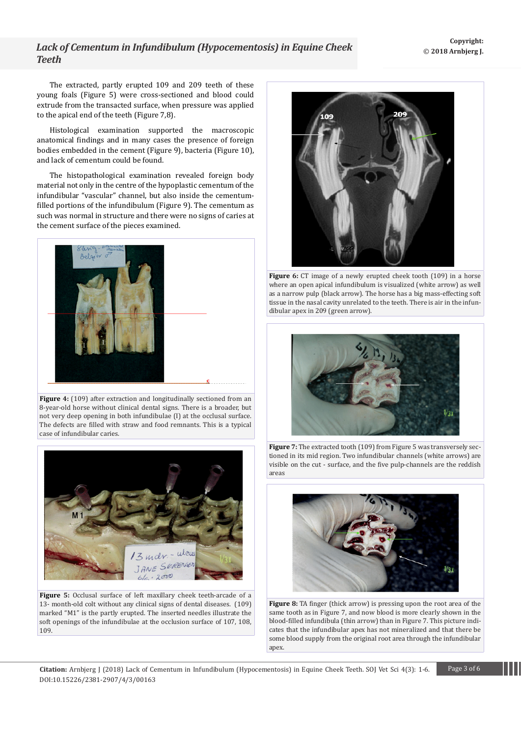The extracted, partly erupted 109 and 209 teeth of these young foals (Figure 5) were cross-sectioned and blood could extrude from the transacted surface, when pressure was applied to the apical end of the teeth (Figure 7,8).

Histological examination supported the macroscopic anatomical findings and in many cases the presence of foreign bodies embedded in the cement (Figure 9), bacteria (Figure 10), and lack of cementum could be found.

The histopathological examination revealed foreign body material not only in the centre of the hypoplastic cementum of the infundibular "vascular" channel, but also inside the cementum-filled portions of the infundibulum (Figure 9). The cementum as such was normal in structure and there were no signs of caries at the cement surface of the pieces examined.

**Figure 4:** (109) after extraction and longitudinally sectioned from an 8-year-old horse without clinical dental signs. There is a broader, but not very deep opening in both infundibulae (I) at the occlusal surface. The defects are filled with straw and food remnants. This is a typical case of infundibular caries.

**Figure 5:** Occlusal surface of left maxillary cheek teeth-arcade of a 13- month-old colt without any clinical signs of dental diseases. (109) marked "M1" is the partly erupted. The inserted needles illustrate the soft openings of the infundibulae at the occlusion surface of 107, 108, 109.

**Figure 6:** CT image of a newly erupted cheek tooth (109) in a horse where an open apical infundibulum is visualized (white arrow) as well as a narrow pulp (black arrow). The horse has a big mass-effecting soft tissue in the nasal cavity unrelated to the teeth. There is air in the infundibular apex in 209 (green arrow).

**Figure 7:** The extracted tooth (109) from Figure 5 was transversely sectioned in its mid region. Two infundibular channels (white arrows) are visible on the cut - surface, and the five pulp-channels are the reddish areas

**Figure 8:** TA finger (thick arrow) is pressing upon the root area of the same tooth as in Figure 7, and now blood is more clearly shown in the blood-filled infundibula (thin arrow) than in Figure 7. This picture indicates that the infundibular apex has not mineralized and that there be some blood supply from the original root area through the infundibular apex.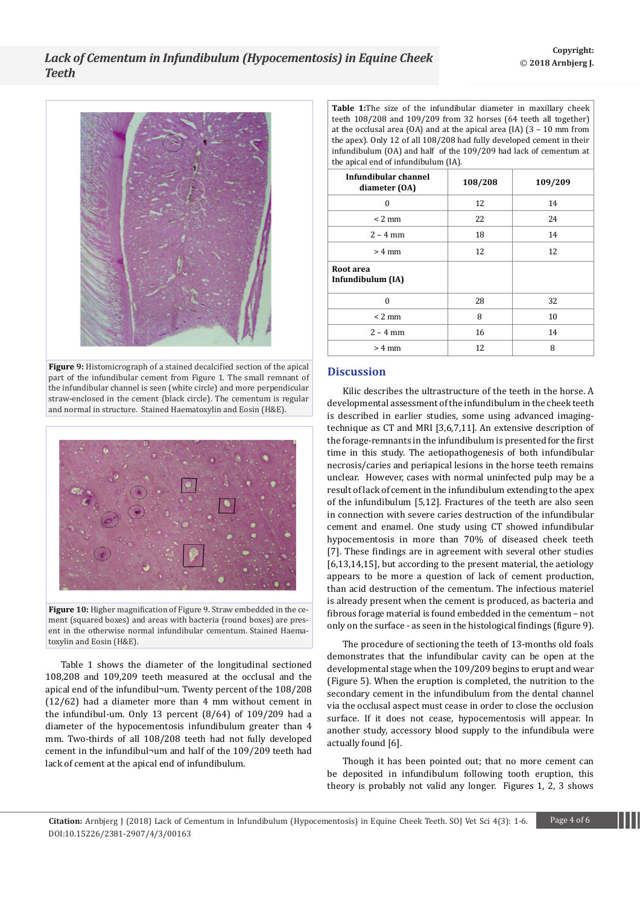Figure 9: Histomicrograph of a stained decalcified section of the apical part of the infundibular cement from Figure 1. The small remnant of the infundibular channel is seen (white circle) and more perpendicular straw-enclosed in the cement (black circle). The cementum is regular and normal in structure. Stained Haematoxylin and Eosin (H&E).

Figure 10: Higher magnification of Figure 9. Straw embedded in the cement (squared boxes) and areas with bacteria (round boxes) are present in the otherwise normal infundibular cementum. Stained Haematoxylin and Eosin (H&E).

Table 1 shows the diameter of the longitudinal sectioned 108,208 and 109,209 teeth measured at the occlusal and the apical end of the infundibul¬um. Twenty percent of the 108/208 (12/62) had a diameter more than 4 mm without cement in the infundibul-um. Only 13 percent (8/64) of 109/209 had a diameter of the hypocementosis infundibulum greater than 4 mm. Two-thirds of all 108/208 teeth had not fully developed cement in the infundibul¬um and half of the 109/209 teeth had lack of cement at the apical end of infundibulum.

**Table 1:** The size of the infundibular diameter in maxillary cheek teeth 108/208 and 109/209 from 32 horses (64 teeth all together) at the occlusal area (OA) and at the apical area (IA) (3 – 10 mm from the apex). Only 12 of all 108/208 had fully developed cement in their infundibulum (OA) and half of the 109/209 had lack of cementum at the apical end of infundibulum (IA).

| Infundibular channel diameter (OA) | 108/208 | 109/209 |
|---|---|---|
| 0 | 12 | 14 |
| < 2 mm | 22 | 24 |
| 2 – 4 mm | 18 | 14 |
| > 4 mm | 12 | 12 |
| **Root area Infundibulum (IA)** | | |
| 0 | 28 | 32 |
| < 2 mm | 8 | 10 |
| 2 – 4 mm | 16 | 14 |
| > 4 mm | 12 | 8 |

## Discussion

Kilic describes the ultrastructure of the teeth in the horse. A developmental assessment of the infundibulum in the cheek teeth is described in earlier studies, some using advanced imaging-technique as CT and MRI [3,6,7,11]. An extensive description of the forage-remnants in the infundibulum is presented for the first time in this study. The aetiopathogenesis of both infundibular necrosis/caries and periapical lesions in the horse teeth remains unclear. However, cases with normal uninfected pulp may be a result of lack of cement in the infundibulum extending to the apex of the infundibulum [5,12]. Fractures of the teeth are also seen in connection with severe caries destruction of the infundibular cement and enamel. One study using CT showed infundibular hypocementosis in more than 70% of diseased cheek teeth [7]. These findings are in agreement with several other studies [6,13,14,15], but according to the present material, the aetiology appears to be more a question of lack of cement production, than acid destruction of the cementum. The infectious materiel is already present when the cement is produced, as bacteria and fibrous forage material is found embedded in the cementum – not only on the surface - as seen in the histological findings (figure 9).

The procedure of sectioning the teeth of 13-months old foals demonstrates that the infundibular cavity can be open at the developmental stage when the 109/209 begins to erupt and wear (Figure 5). When the eruption is completed, the nutrition to the secondary cement in the infundibulum from the dental channel via the occlusal aspect must cease in order to close the occlusion surface. If it does not cease, hypocementosis will appear. In another study, accessory blood supply to the infundibula were actually found [6].

Though it has been pointed out; that no more cement can be deposited in infundibulum following tooth eruption, this theory is probably not valid any longer. Figures 1, 2, 3 shows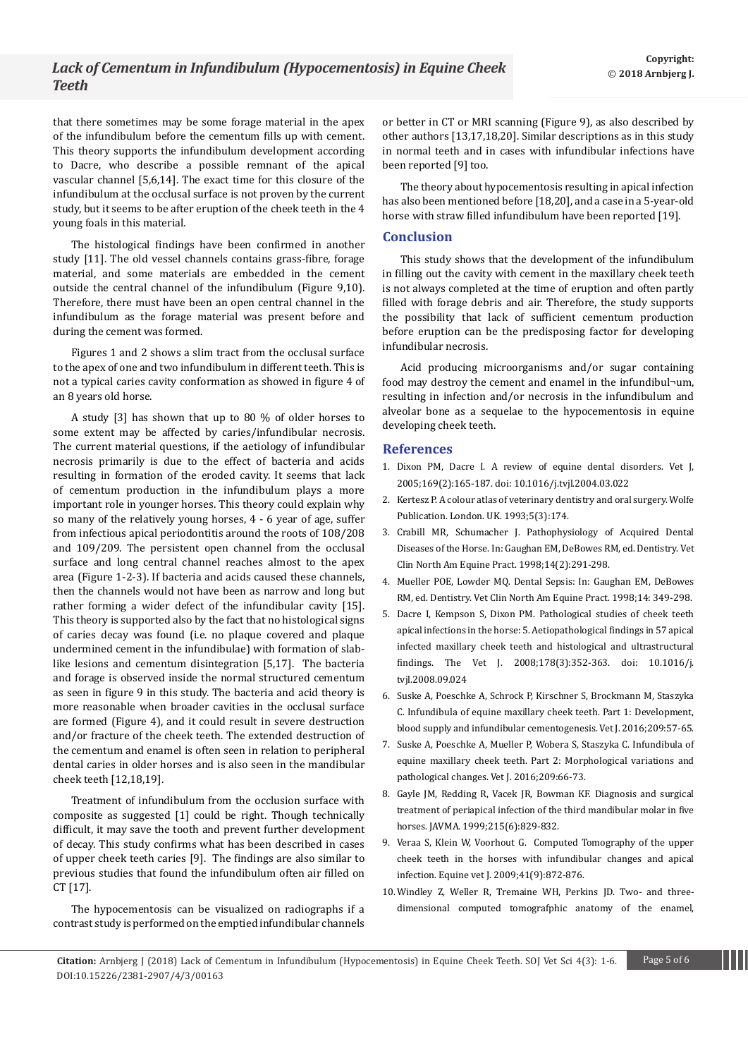that there sometimes may be some forage material in the apex of the infundibulum before the cementum fills up with cement. This theory supports the infundibulum development according to Dacre, who describe a possible remnant of the apical vascular channel [5,6,14]. The exact time for this closure of the infundibulum at the occlusal surface is not proven by the current study, but it seems to be after eruption of the cheek teeth in the 4 young foals in this material.

The histological findings have been confirmed in another study [11]. The old vessel channels contains grass-fibre, forage material, and some materials are embedded in the cement outside the central channel of the infundibulum (Figure 9,10). Therefore, there must have been an open central channel in the infundibulum as the forage material was present before and during the cement was formed.

Figures 1 and 2 shows a slim tract from the occlusal surface to the apex of one and two infundibulum in different teeth. This is not a typical caries cavity conformation as showed in figure 4 of an 8 years old horse.

A study [3] has shown that up to 80 % of older horses to some extent may be affected by caries/infundibular necrosis. The current material questions, if the aetiology of infundibular necrosis primarily is due to the effect of bacteria and acids resulting in formation of the eroded cavity. It seems that lack of cementum production in the infundibulum plays a more important role in younger horses. This theory could explain why so many of the relatively young horses, 4 - 6 year of age, suffer from infectious apical periodontitis around the roots of 108/208 and 109/209. The persistent open channel from the occlusal surface and long central channel reaches almost to the apex area (Figure 1-2-3). If bacteria and acids caused these channels, then the channels would not have been as narrow and long but rather forming a wider defect of the infundibular cavity [15]. This theory is supported also by the fact that no histological signs of caries decay was found (i.e. no plaque covered and plaque undermined cement in the infundibulae) with formation of slab-like lesions and cementum disintegration [5,17]. The bacteria and forage is observed inside the normal structured cementum as seen in figure 9 in this study. The bacteria and acid theory is more reasonable when broader cavities in the occlusal surface are formed (Figure 4), and it could result in severe destruction and/or fracture of the cheek teeth. The extended destruction of the cementum and enamel is often seen in relation to peripheral dental caries in older horses and is also seen in the mandibular cheek teeth [12,18,19].

Treatment of infundibulum from the occlusion surface with composite as suggested [1] could be right. Though technically difficult, it may save the tooth and prevent further development of decay. This study confirms what has been described in cases of upper cheek teeth caries [9]. The findings are also similar to previous studies that found the infundibulum often air filled on CT [17].

The hypocementosis can be visualized on radiographs if a contrast study is performed on the emptied infundibular channels or better in CT or MRI scanning (Figure 9), as also described by other authors [13,17,18,20]. Similar descriptions as in this study in normal teeth and in cases with infundibular infections have been reported [9] too.

The theory about hypocementosis resulting in apical infection has also been mentioned before [18,20], and a case in a 5-year-old horse with straw filled infundibulum have been reported [19].

## Conclusion

This study shows that the development of the infundibulum in filling out the cavity with cement in the maxillary cheek teeth is not always completed at the time of eruption and often partly filled with forage debris and air. Therefore, the study supports the possibility that lack of sufficient cementum production before eruption can be the predisposing factor for developing infundibular necrosis.

Acid producing microorganisms and/or sugar containing food may destroy the cement and enamel in the infundibul¬um, resulting in infection and/or necrosis in the infundibulum and alveolar bone as a sequelae to the hypocementosis in equine developing cheek teeth.

## References

1. Dixon PM, Dacre I. A review of equine dental disorders. Vet J, 2005;169(2):165-187. doi: 10.1016/j.tvjl.2004.03.022
2. Kertesz P. A colour atlas of veterinary dentistry and oral surgery. Wolfe Publication. London. UK. 1993;5(3):174.
3. Crabill MR, Schumacher J. Pathophysiology of Acquired Dental Diseases of the Horse. In: Gaughan EM, DeBowes RM, ed. Dentistry. Vet Clin North Am Equine Pract. 1998;14(2):291-298.
4. Mueller POE, Lowder MQ. Dental Sepsis: In: Gaughan EM, DeBowes RM, ed. Dentistry. Vet Clin North Am Equine Pract. 1998;14: 349-298.
5. Dacre I, Kempson S, Dixon PM. Pathological studies of cheek teeth apical infections in the horse: 5. Aetiopathological findings in 57 apical infected maxillary cheek teeth and histological and ultrastructural findings. The Vet J. 2008;178(3):352-363. doi: 10.1016/j.tvjl.2008.09.024
6. Suske A, Poeschke A, Schrock P, Kirschner S, Brockmann M, Staszyka C. Infundibula of equine maxillary cheek teeth. Part 1: Development, blood supply and infundibular cementogenesis. Vet J. 2016;209:57-65.
7. Suske A, Poeschke A, Mueller P, Wobera S, Staszyka C. Infundibula of equine maxillary cheek teeth. Part 2: Morphological variations and pathological changes. Vet J. 2016;209:66-73.
8. Gayle JM, Redding R, Vacek JR, Bowman KF. Diagnosis and surgical treatment of periapical infection of the third mandibular molar in five horses. JAVMA. 1999;215(6):829-832.
9. Veraa S, Klein W, Voorhout G. Computed Tomography of the upper cheek teeth in the horses with infundibular changes and apical infection. Equine vet J. 2009;41(9):872-876.
10. Windley Z, Weller R, Tremaine WH, Perkins JD. Two- and three-dimensional computed tomografphic anatomy of the enamel,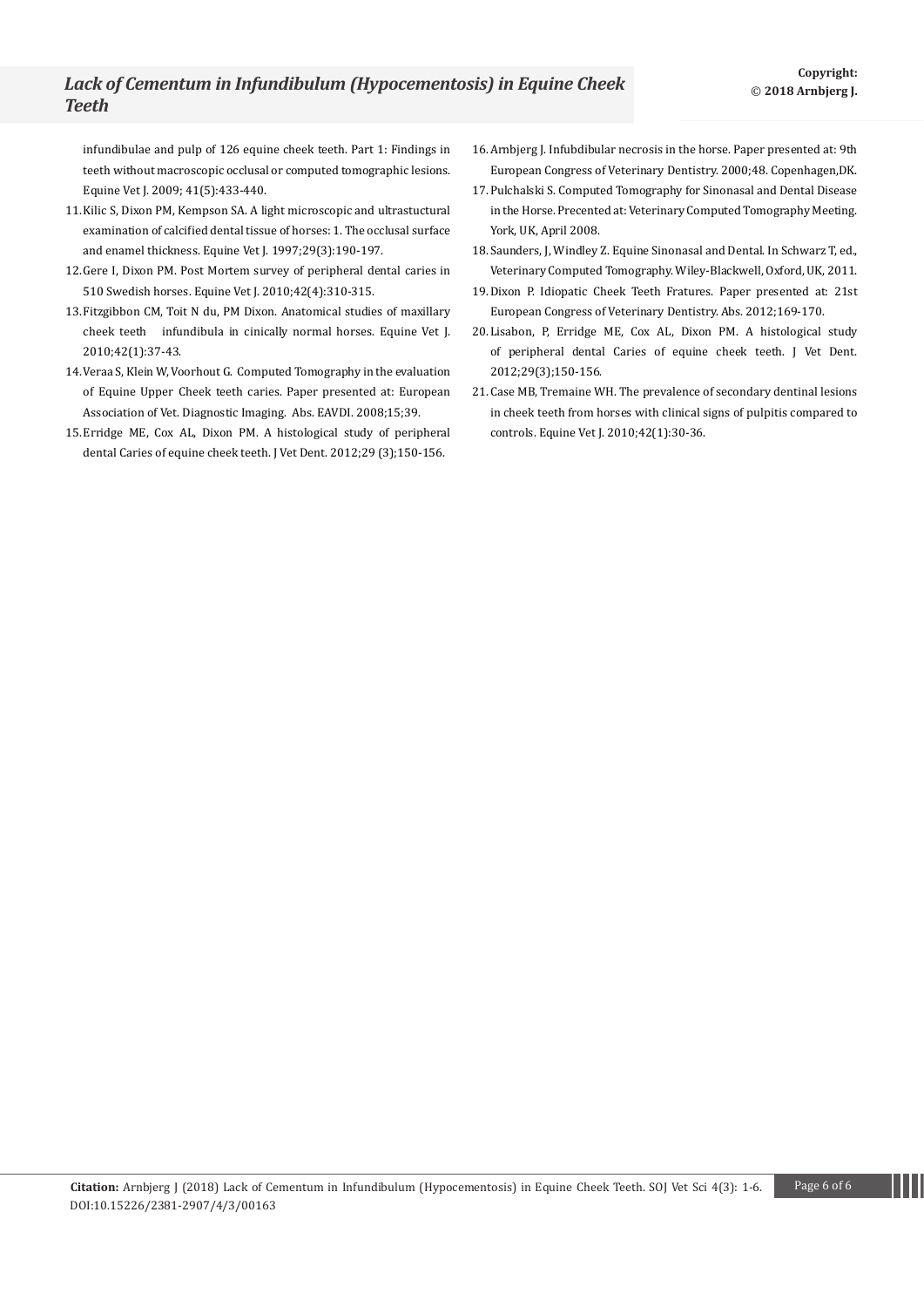infundibulae and pulp of 126 equine cheek teeth. Part 1: Findings in teeth without macroscopic occlusal or computed tomographic lesions. Equine Vet J. 2009; 41(5):433-440.

11. Kilic S, Dixon PM, Kempson SA. A light microscopic and ultrastuctural examination of calcified dental tissue of horses: 1. The occlusal surface and enamel thickness. Equine Vet J. 1997;29(3):190-197.
12. Gere I, Dixon PM. Post Mortem survey of peripheral dental caries in 510 Swedish horses. Equine Vet J. 2010;42(4):310-315.
13. Fitzgibbon CM, Toit N du, PM Dixon. Anatomical studies of maxillary cheek teeth infundibula in cinically normal horses. Equine Vet J. 2010;42(1):37-43.
14. Veraa S, Klein W, Voorhout G. Computed Tomography in the evaluation of Equine Upper Cheek teeth caries. Paper presented at: European Association of Vet. Diagnostic Imaging. Abs. EAVDI. 2008;15;39.
15. Erridge ME, Cox AL, Dixon PM. A histological study of peripheral dental Caries of equine cheek teeth. J Vet Dent. 2012;29 (3);150-156.
16. Arnbjerg J. Infubdibular necrosis in the horse. Paper presented at: 9th European Congress of Veterinary Dentistry. 2000;48. Copenhagen,DK.
17. Pulchalski S. Computed Tomography for Sinonasal and Dental Disease in the Horse. Precented at: Veterinary Computed Tomography Meeting. York, UK, April 2008.
18. Saunders, J, Windley Z. Equine Sinonasal and Dental. In Schwarz T, ed., Veterinary Computed Tomography. Wiley-Blackwell, Oxford, UK, 2011.
19. Dixon P. Idiopatic Cheek Teeth Fratures. Paper presented at: 21st European Congress of Veterinary Dentistry. Abs. 2012;169-170.
20. Lisabon, P, Erridge ME, Cox AL, Dixon PM. A histological study of peripheral dental Caries of equine cheek teeth. J Vet Dent. 2012;29(3);150-156.
21. Case MB, Tremaine WH. The prevalence of secondary dentinal lesions in cheek teeth from horses with clinical signs of pulpitis compared to controls. Equine Vet J. 2010;42(1):30-36.